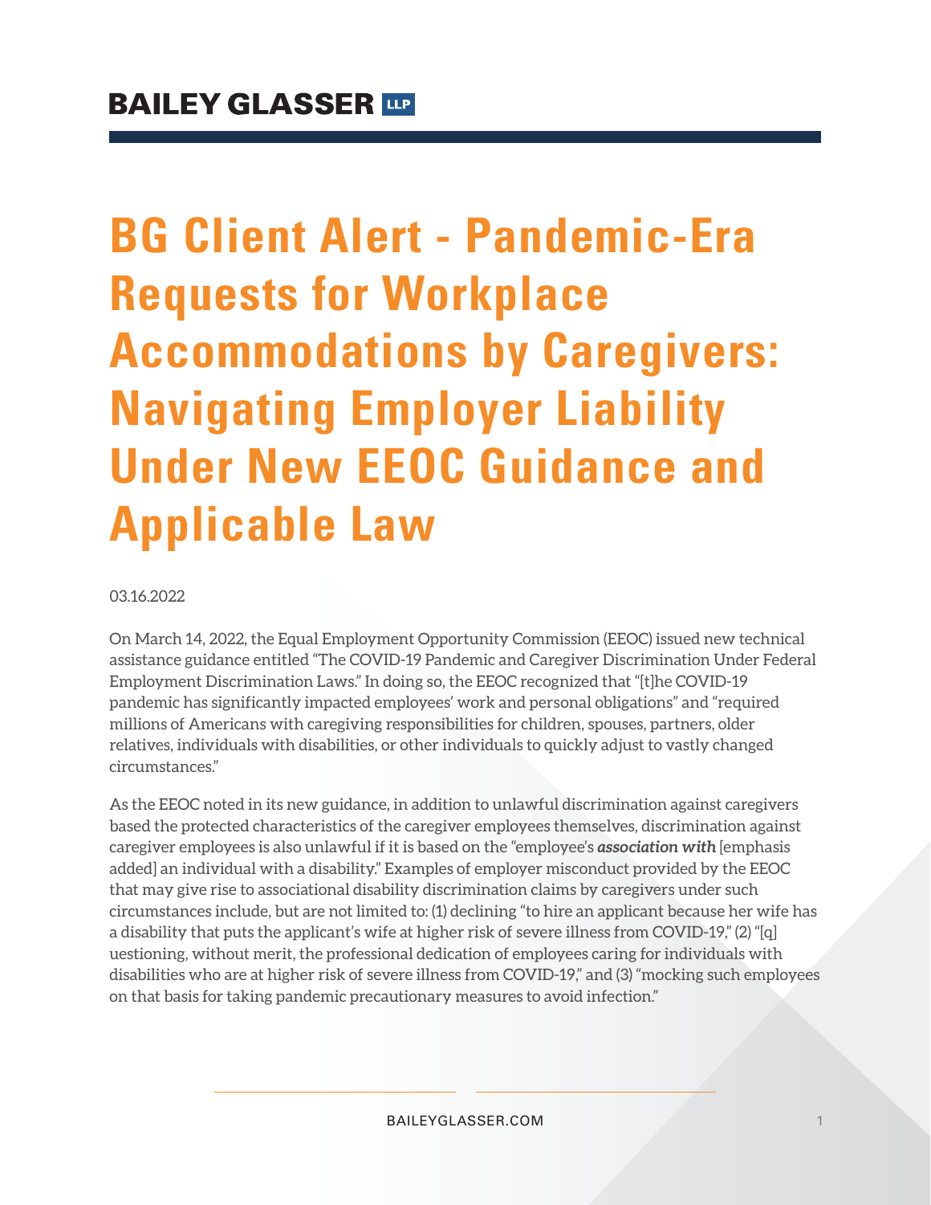**BAILEY GLASSER LLP**

# BG Client Alert - Pandemic-Era Requests for Workplace Accommodations by Caregivers: Navigating Employer Liability Under New EEOC Guidance and Applicable Law

03.16.2022

On March 14, 2022, the Equal Employment Opportunity Commission (EEOC) issued new technical assistance guidance entitled "The COVID-19 Pandemic and Caregiver Discrimination Under Federal Employment Discrimination Laws." In doing so, the EEOC recognized that "[t]he COVID-19 pandemic has significantly impacted employees' work and personal obligations" and "required millions of Americans with caregiving responsibilities for children, spouses, partners, older relatives, individuals with disabilities, or other individuals to quickly adjust to vastly changed circumstances."

As the EEOC noted in its new guidance, in addition to unlawful discrimination against caregivers based the protected characteristics of the caregiver employees themselves, discrimination against caregiver employees is also unlawful if it is based on the "employee's ***association with*** [emphasis added] an individual with a disability." Examples of employer misconduct provided by the EEOC that may give rise to associational disability discrimination claims by caregivers under such circumstances include, but are not limited to: (1) declining "to hire an applicant because her wife has a disability that puts the applicant's wife at higher risk of severe illness from COVID-19," (2) "[q]uestioning, without merit, the professional dedication of employees caring for individuals with disabilities who are at higher risk of severe illness from COVID-19," and (3) "mocking such employees on that basis for taking pandemic precautionary measures to avoid infection."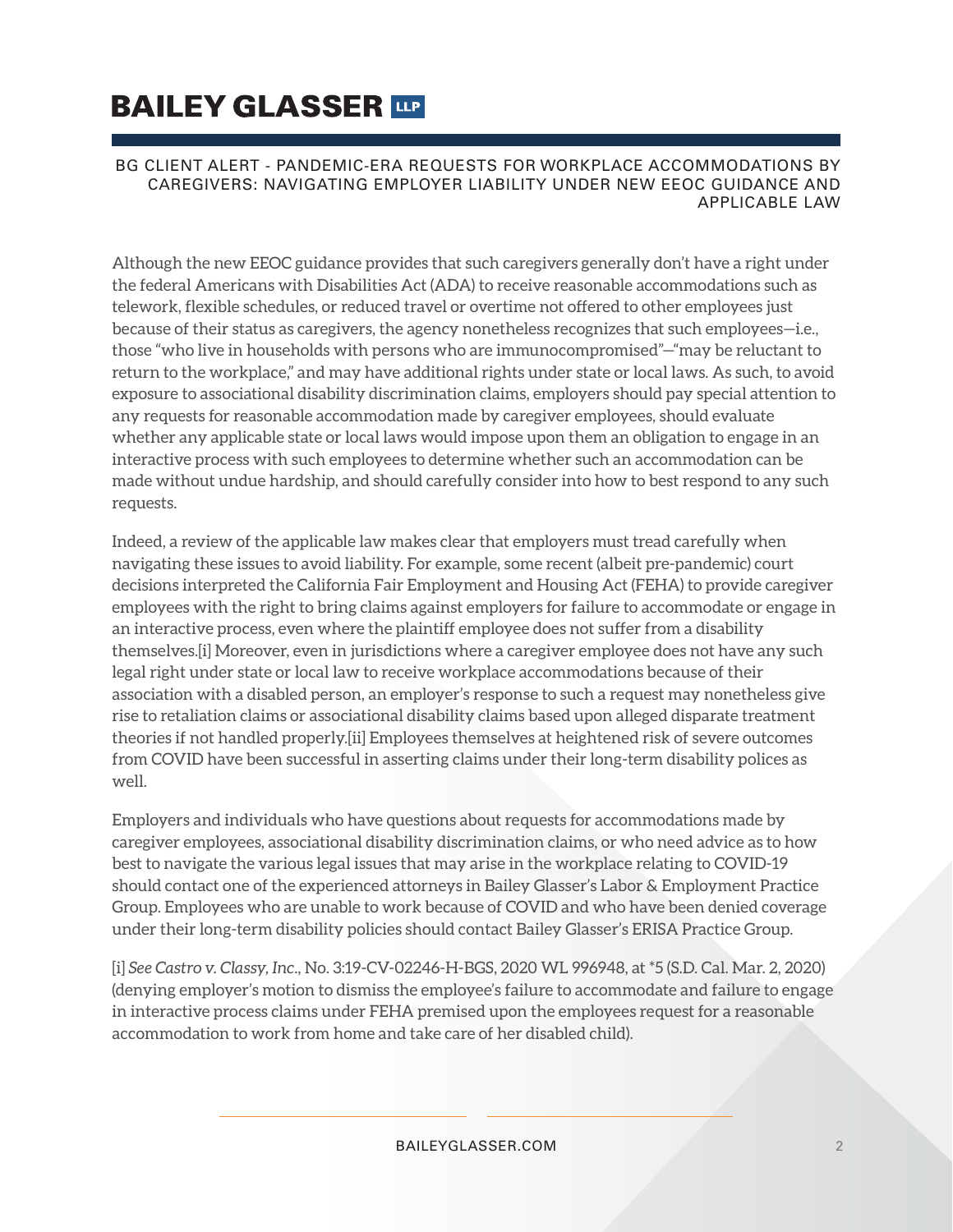Although the new EEOC guidance provides that such caregivers generally don't have a right under the federal Americans with Disabilities Act (ADA) to receive reasonable accommodations such as telework, flexible schedules, or reduced travel or overtime not offered to other employees just because of their status as caregivers, the agency nonetheless recognizes that such employees—i.e., those "who live in households with persons who are immunocompromised"—"may be reluctant to return to the workplace," and may have additional rights under state or local laws. As such, to avoid exposure to associational disability discrimination claims, employers should pay special attention to any requests for reasonable accommodation made by caregiver employees, should evaluate whether any applicable state or local laws would impose upon them an obligation to engage in an interactive process with such employees to determine whether such an accommodation can be made without undue hardship, and should carefully consider into how to best respond to any such requests.

Indeed, a review of the applicable law makes clear that employers must tread carefully when navigating these issues to avoid liability. For example, some recent (albeit pre-pandemic) court decisions interpreted the California Fair Employment and Housing Act (FEHA) to provide caregiver employees with the right to bring claims against employers for failure to accommodate or engage in an interactive process, even where the plaintiff employee does not suffer from a disability themselves.[i] Moreover, even in jurisdictions where a caregiver employee does not have any such legal right under state or local law to receive workplace accommodations because of their association with a disabled person, an employer's response to such a request may nonetheless give rise to retaliation claims or associational disability claims based upon alleged disparate treatment theories if not handled properly.[ii] Employees themselves at heightened risk of severe outcomes from COVID have been successful in asserting claims under their long-term disability polices as well.

Employers and individuals who have questions about requests for accommodations made by caregiver employees, associational disability discrimination claims, or who need advice as to how best to navigate the various legal issues that may arise in the workplace relating to COVID-19 should contact one of the experienced attorneys in Bailey Glasser's Labor & Employment Practice Group. Employees who are unable to work because of COVID and who have been denied coverage under their long-term disability policies should contact Bailey Glasser's ERISA Practice Group.

[i] *See Castro v. Classy, Inc*., No. 3:19-CV-02246-H-BGS, 2020 WL 996948, at *5 (S.D. Cal. Mar. 2, 2020) (denying employer's motion to dismiss the employee's failure to accommodate and failure to engage in interactive process claims under FEHA premised upon the employees request for a reasonable accommodation to work from home and take care of her disabled child).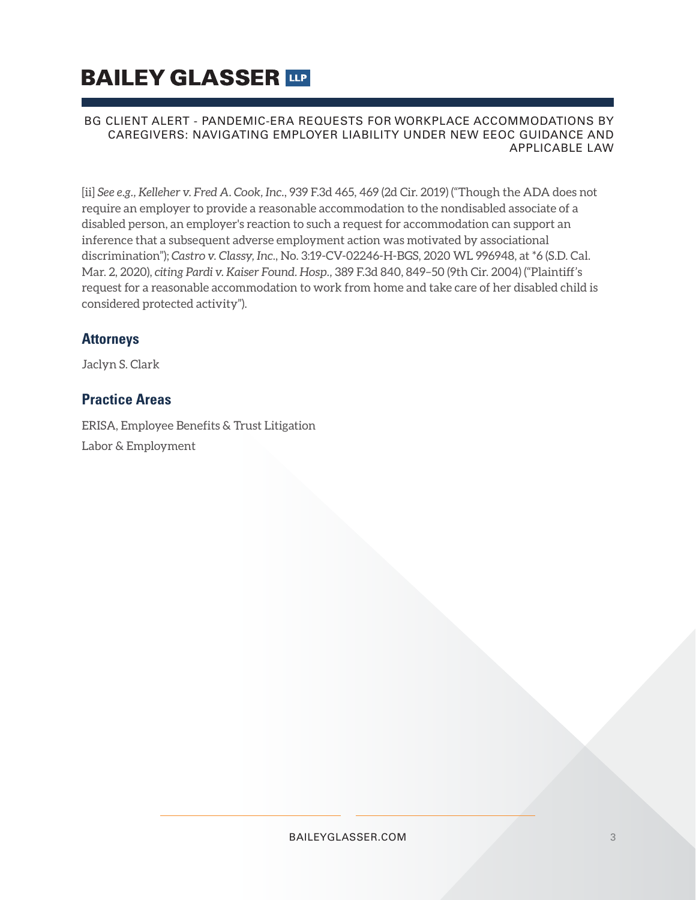[ii] *See e.g.*, *Kelleher v. Fred A. Cook, Inc.*, 939 F.3d 465, 469 (2d Cir. 2019) ("Though the ADA does not require an employer to provide a reasonable accommodation to the nondisabled associate of a disabled person, an employer's reaction to such a request for accommodation can support an inference that a subsequent adverse employment action was motivated by associational discrimination"); *Castro v. Classy, Inc.*, No. 3:19-CV-02246-H-BGS, 2020 WL 996948, at *6 (S.D. Cal. Mar. 2, 2020), *citing Pardi v. Kaiser Found. Hosp.*, 389 F.3d 840, 849–50 (9th Cir. 2004) ("Plaintiff's request for a reasonable accommodation to work from home and take care of her disabled child is considered protected activity").

## Attorneys

Jaclyn S. Clark

## Practice Areas

ERISA, Employee Benefits & Trust Litigation

Labor & Employment